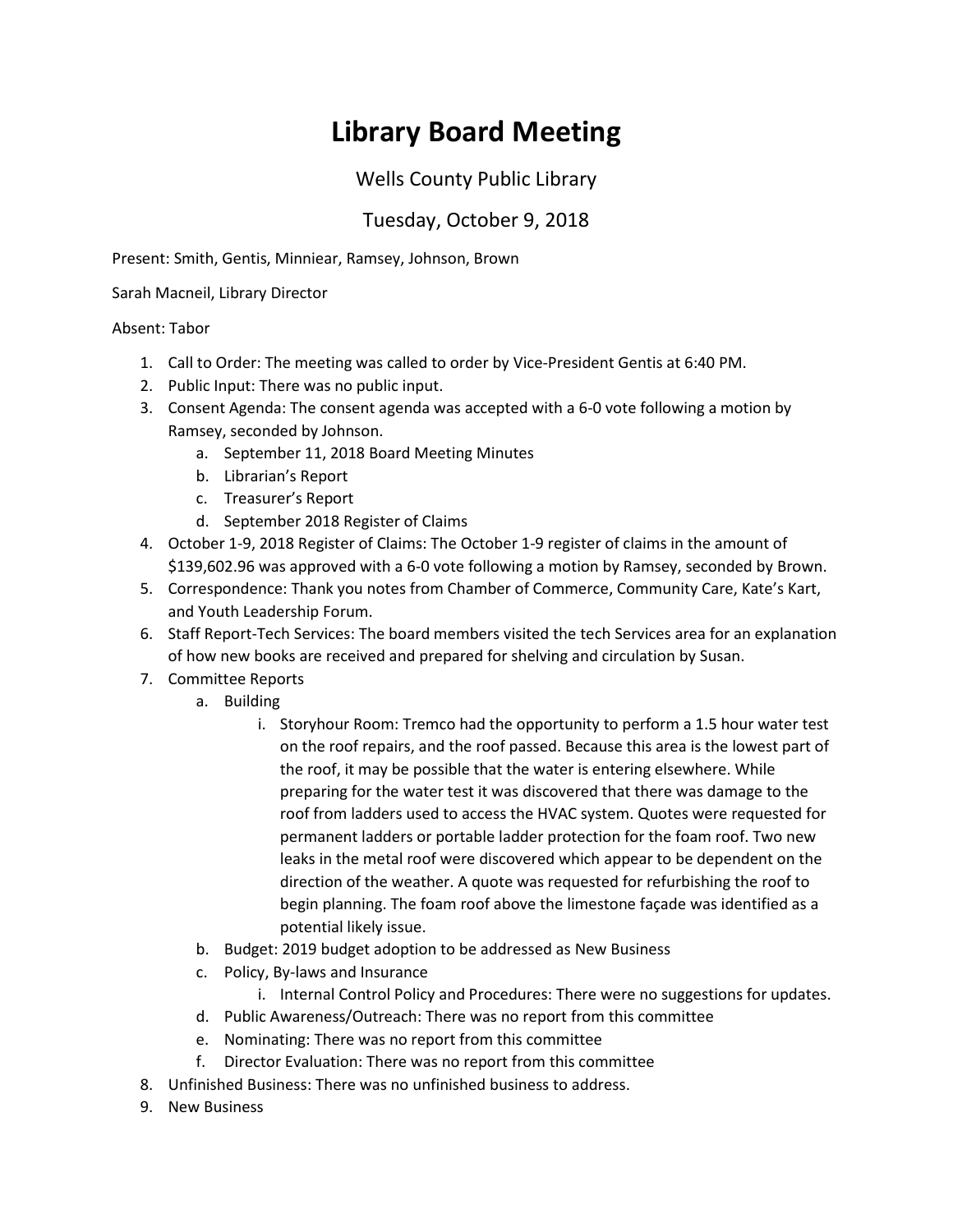# Library Board Meeting

Wells County Public Library

Tuesday, October 9, 2018

Present: Smith, Gentis, Minniear, Ramsey, Johnson, Brown

Sarah Macneil, Library Director

Absent: Tabor

1. Call to Order: The meeting was called to order by Vice-President Gentis at 6:40 PM.
2. Public Input: There was no public input.
3. Consent Agenda: The consent agenda was accepted with a 6-0 vote following a motion by Ramsey, seconded by Johnson.
    a. September 11, 2018 Board Meeting Minutes
    b. Librarian's Report
    c. Treasurer's Report
    d. September 2018 Register of Claims
4. October 1-9, 2018 Register of Claims: The October 1-9 register of claims in the amount of $139,602.96 was approved with a 6-0 vote following a motion by Ramsey, seconded by Brown.
5. Correspondence: Thank you notes from Chamber of Commerce, Community Care, Kate's Kart, and Youth Leadership Forum.
6. Staff Report-Tech Services: The board members visited the tech Services area for an explanation of how new books are received and prepared for shelving and circulation by Susan.
7. Committee Reports
    a. Building
        i. Storyhour Room: Tremco had the opportunity to perform a 1.5 hour water test on the roof repairs, and the roof passed. Because this area is the lowest part of the roof, it may be possible that the water is entering elsewhere. While preparing for the water test it was discovered that there was damage to the roof from ladders used to access the HVAC system. Quotes were requested for permanent ladders or portable ladder protection for the foam roof. Two new leaks in the metal roof were discovered which appear to be dependent on the direction of the weather. A quote was requested for refurbishing the roof to begin planning. The foam roof above the limestone façade was identified as a potential likely issue.
    b. Budget: 2019 budget adoption to be addressed as New Business
    c. Policy, By-laws and Insurance
        i. Internal Control Policy and Procedures: There were no suggestions for updates.
    d. Public Awareness/Outreach: There was no report from this committee
    e. Nominating: There was no report from this committee
    f. Director Evaluation: There was no report from this committee
8. Unfinished Business: There was no unfinished business to address.
9. New Business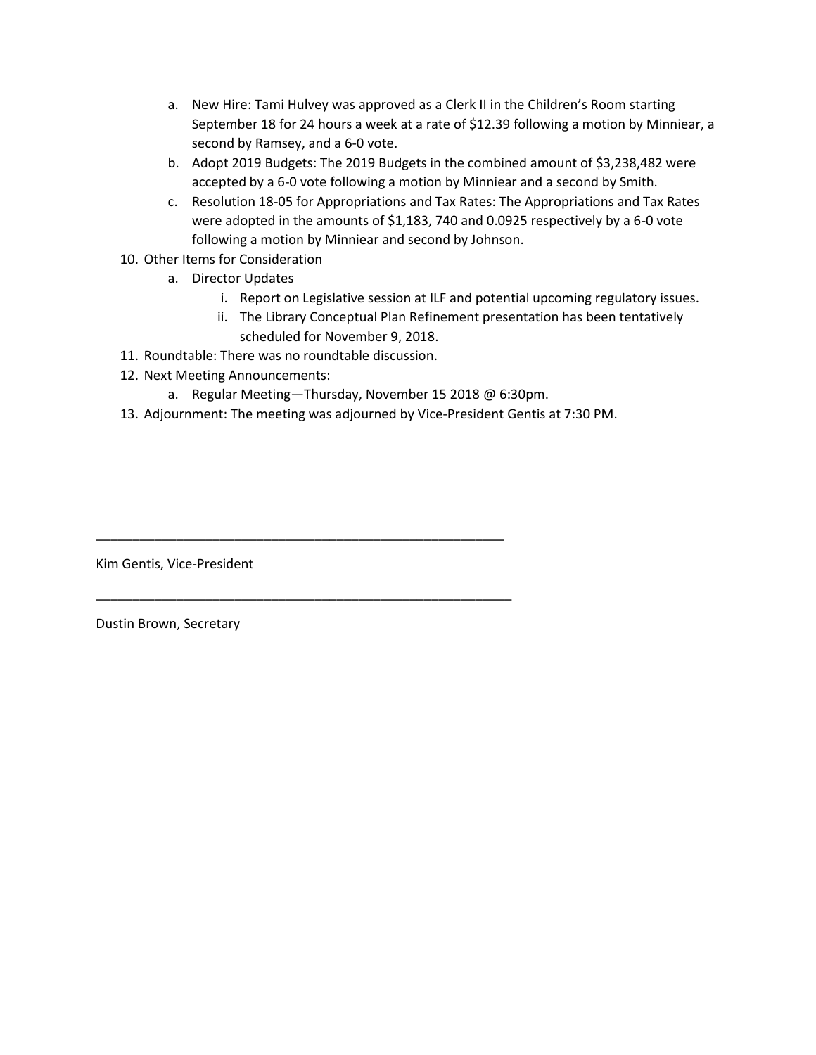a. New Hire: Tami Hulvey was approved as a Clerk II in the Children's Room starting September 18 for 24 hours a week at a rate of $12.39 following a motion by Minniear, a second by Ramsey, and a 6-0 vote.
   b. Adopt 2019 Budgets: The 2019 Budgets in the combined amount of $3,238,482 were accepted by a 6-0 vote following a motion by Minniear and a second by Smith.
   c. Resolution 18-05 for Appropriations and Tax Rates: The Appropriations and Tax Rates were adopted in the amounts of $1,183, 740 and 0.0925 respectively by a 6-0 vote following a motion by Minniear and second by Johnson.

10. Other Items for Consideration
    a. Director Updates
       i. Report on Legislative session at ILF and potential upcoming regulatory issues.
       ii. The Library Conceptual Plan Refinement presentation has been tentatively scheduled for November 9, 2018.
11. Roundtable: There was no roundtable discussion.
12. Next Meeting Announcements:
    a. Regular Meeting—Thursday, November 15 2018 @ 6:30pm.
13. Adjournment: The meeting was adjourned by Vice-President Gentis at 7:30 PM.

\_\_\_\_\_\_\_\_\_\_\_\_\_\_\_\_\_\_\_\_\_\_\_\_\_\_\_\_\_\_\_\_\_\_\_\_\_\_\_\_\_\_\_\_\_\_\_\_

Kim Gentis, Vice-President

\_\_\_\_\_\_\_\_\_\_\_\_\_\_\_\_\_\_\_\_\_\_\_\_\_\_\_\_\_\_\_\_\_\_\_\_\_\_\_\_\_\_\_\_\_\_\_\_

Dustin Brown, Secretary